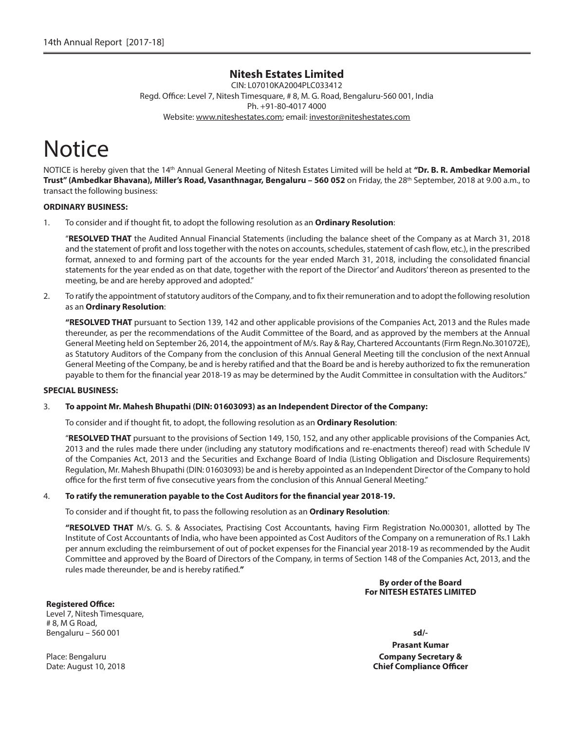# Nitesh Estates Limited

CIN: L07010KA2004PLC033412
Regd. Office: Level 7, Nitesh Timesquare, # 8, M. G. Road, Bengaluru-560 001, India
Ph. +91-80-4017 4000
Website: www.niteshestates.com; email: investor@niteshestates.com

# Notice

NOTICE is hereby given that the 14th Annual General Meeting of Nitesh Estates Limited will be held at **"Dr. B. R. Ambedkar Memorial Trust" (Ambedkar Bhavana), Miller's Road, Vasanthnagar, Bengaluru – 560 052** on Friday, the 28th September, 2018 at 9.00 a.m., to transact the following business:

**ORDINARY BUSINESS:**

1. To consider and if thought fit, to adopt the following resolution as an **Ordinary Resolution**:

   "**RESOLVED THAT** the Audited Annual Financial Statements (including the balance sheet of the Company as at March 31, 2018 and the statement of profit and loss together with the notes on accounts, schedules, statement of cash flow, etc.), in the prescribed format, annexed to and forming part of the accounts for the year ended March 31, 2018, including the consolidated financial statements for the year ended as on that date, together with the report of the Director' and Auditors' thereon as presented to the meeting, be and are hereby approved and adopted."

2. To ratify the appointment of statutory auditors of the Company, and to fix their remuneration and to adopt the following resolution as an **Ordinary Resolution**:

   **"RESOLVED THAT** pursuant to Section 139, 142 and other applicable provisions of the Companies Act, 2013 and the Rules made thereunder, as per the recommendations of the Audit Committee of the Board, and as approved by the members at the Annual General Meeting held on September 26, 2014, the appointment of M/s. Ray & Ray, Chartered Accountants (Firm Regn.No.301072E), as Statutory Auditors of the Company from the conclusion of this Annual General Meeting till the conclusion of the next Annual General Meeting of the Company, be and is hereby ratified and that the Board be and is hereby authorized to fix the remuneration payable to them for the financial year 2018-19 as may be determined by the Audit Committee in consultation with the Auditors."

**SPECIAL BUSINESS:**

3. **To appoint Mr. Mahesh Bhupathi (DIN: 01603093) as an Independent Director of the Company:**

   To consider and if thought fit, to adopt, the following resolution as an **Ordinary Resolution**:

   "**RESOLVED THAT** pursuant to the provisions of Section 149, 150, 152, and any other applicable provisions of the Companies Act, 2013 and the rules made there under (including any statutory modifications and re-enactments thereof) read with Schedule IV of the Companies Act, 2013 and the Securities and Exchange Board of India (Listing Obligation and Disclosure Requirements) Regulation, Mr. Mahesh Bhupathi (DIN: 01603093) be and is hereby appointed as an Independent Director of the Company to hold office for the first term of five consecutive years from the conclusion of this Annual General Meeting."

4. **To ratify the remuneration payable to the Cost Auditors for the financial year 2018-19.**

   To consider and if thought fit, to pass the following resolution as an **Ordinary Resolution**:

   **"RESOLVED THAT** M/s. G. S. & Associates, Practising Cost Accountants, having Firm Registration No.000301, allotted by The Institute of Cost Accountants of India, who have been appointed as Cost Auditors of the Company on a remuneration of Rs.1 Lakh per annum excluding the reimbursement of out of pocket expenses for the Financial year 2018-19 as recommended by the Audit Committee and approved by the Board of Directors of the Company, in terms of Section 148 of the Companies Act, 2013, and the rules made thereunder, be and is hereby ratified.**"**

**By order of the Board**
**For NITESH ESTATES LIMITED**

**Registered Office:**
Level 7, Nitesh Timesquare,
# 8, M G Road,
Bengaluru – 560 001

**sd/-**
**Prasant Kumar**
**Company Secretary &**
**Chief Compliance Officer**

Place: Bengaluru
Date: August 10, 2018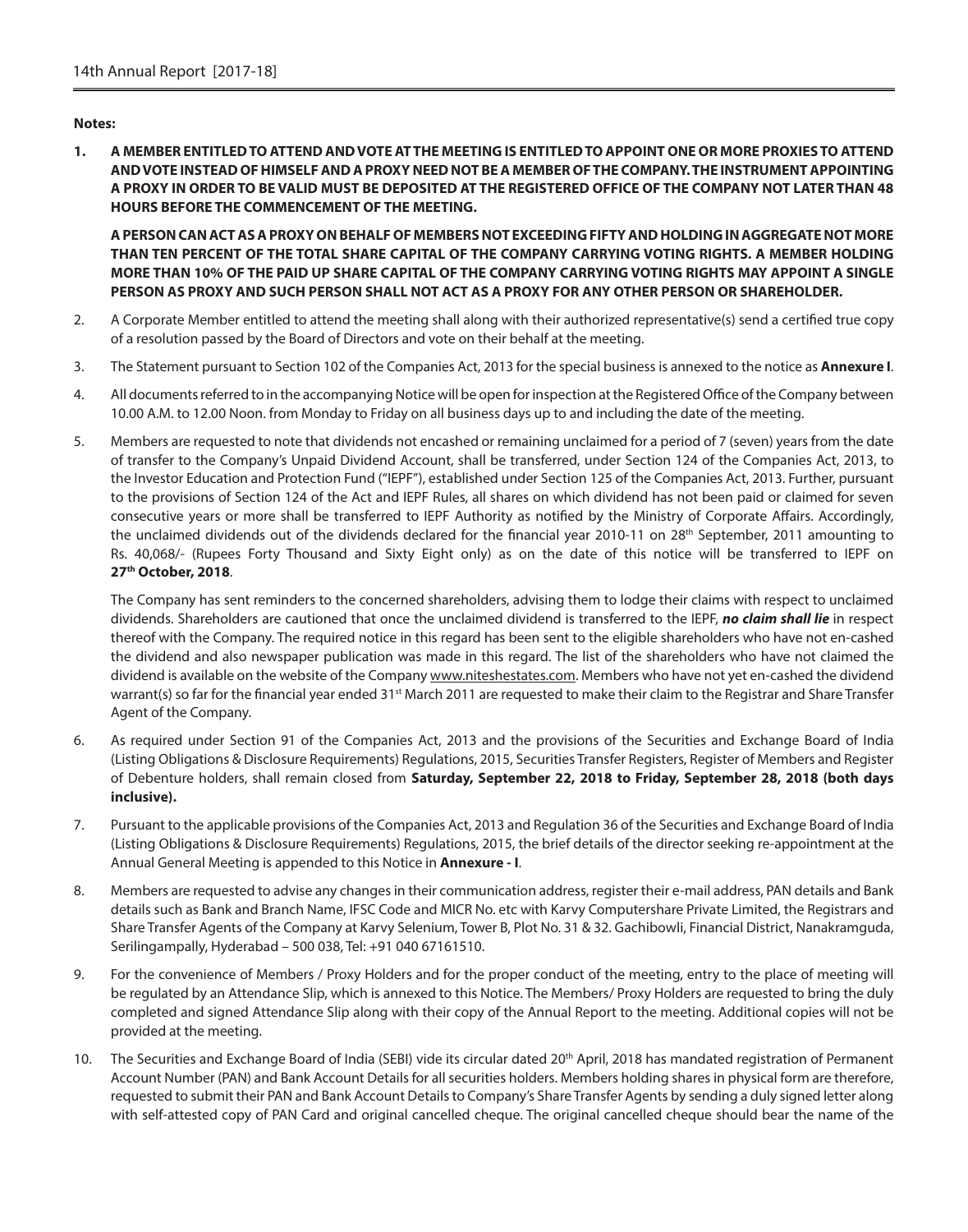**Notes:**

1. **A MEMBER ENTITLED TO ATTEND AND VOTE AT THE MEETING IS ENTITLED TO APPOINT ONE OR MORE PROXIES TO ATTEND AND VOTE INSTEAD OF HIMSELF AND A PROXY NEED NOT BE A MEMBER OF THE COMPANY. THE INSTRUMENT APPOINTING A PROXY IN ORDER TO BE VALID MUST BE DEPOSITED AT THE REGISTERED OFFICE OF THE COMPANY NOT LATER THAN 48 HOURS BEFORE THE COMMENCEMENT OF THE MEETING.**

   **A PERSON CAN ACT AS A PROXY ON BEHALF OF MEMBERS NOT EXCEEDING FIFTY AND HOLDING IN AGGREGATE NOT MORE THAN TEN PERCENT OF THE TOTAL SHARE CAPITAL OF THE COMPANY CARRYING VOTING RIGHTS. A MEMBER HOLDING MORE THAN 10% OF THE PAID UP SHARE CAPITAL OF THE COMPANY CARRYING VOTING RIGHTS MAY APPOINT A SINGLE PERSON AS PROXY AND SUCH PERSON SHALL NOT ACT AS A PROXY FOR ANY OTHER PERSON OR SHAREHOLDER.**

2. A Corporate Member entitled to attend the meeting shall along with their authorized representative(s) send a certified true copy of a resolution passed by the Board of Directors and vote on their behalf at the meeting.

3. The Statement pursuant to Section 102 of the Companies Act, 2013 for the special business is annexed to the notice as **Annexure I**.

4. All documents referred to in the accompanying Notice will be open for inspection at the Registered Office of the Company between 10.00 A.M. to 12.00 Noon. from Monday to Friday on all business days up to and including the date of the meeting.

5. Members are requested to note that dividends not encashed or remaining unclaimed for a period of 7 (seven) years from the date of transfer to the Company's Unpaid Dividend Account, shall be transferred, under Section 124 of the Companies Act, 2013, to the Investor Education and Protection Fund ("IEPF"), established under Section 125 of the Companies Act, 2013. Further, pursuant to the provisions of Section 124 of the Act and IEPF Rules, all shares on which dividend has not been paid or claimed for seven consecutive years or more shall be transferred to IEPF Authority as notified by the Ministry of Corporate Affairs. Accordingly, the unclaimed dividends out of the dividends declared for the financial year 2010-11 on 28th September, 2011 amounting to Rs. 40,068/- (Rupees Forty Thousand and Sixty Eight only) as on the date of this notice will be transferred to IEPF on **27th October, 2018**.

   The Company has sent reminders to the concerned shareholders, advising them to lodge their claims with respect to unclaimed dividends. Shareholders are cautioned that once the unclaimed dividend is transferred to the IEPF, ***no claim shall lie*** in respect thereof with the Company. The required notice in this regard has been sent to the eligible shareholders who have not en-cashed the dividend and also newspaper publication was made in this regard. The list of the shareholders who have not claimed the dividend is available on the website of the Company www.niteshestates.com. Members who have not yet en-cashed the dividend warrant(s) so far for the financial year ended 31st March 2011 are requested to make their claim to the Registrar and Share Transfer Agent of the Company.

6. As required under Section 91 of the Companies Act, 2013 and the provisions of the Securities and Exchange Board of India (Listing Obligations & Disclosure Requirements) Regulations, 2015, Securities Transfer Registers, Register of Members and Register of Debenture holders, shall remain closed from **Saturday, September 22, 2018 to Friday, September 28, 2018 (both days inclusive).**

7. Pursuant to the applicable provisions of the Companies Act, 2013 and Regulation 36 of the Securities and Exchange Board of India (Listing Obligations & Disclosure Requirements) Regulations, 2015, the brief details of the director seeking re-appointment at the Annual General Meeting is appended to this Notice in **Annexure - I**.

8. Members are requested to advise any changes in their communication address, register their e-mail address, PAN details and Bank details such as Bank and Branch Name, IFSC Code and MICR No. etc with Karvy Computershare Private Limited, the Registrars and Share Transfer Agents of the Company at Karvy Selenium, Tower B, Plot No. 31 & 32. Gachibowli, Financial District, Nanakramguda, Serilingampally, Hyderabad – 500 038, Tel: +91 040 67161510.

9. For the convenience of Members / Proxy Holders and for the proper conduct of the meeting, entry to the place of meeting will be regulated by an Attendance Slip, which is annexed to this Notice. The Members/ Proxy Holders are requested to bring the duly completed and signed Attendance Slip along with their copy of the Annual Report to the meeting. Additional copies will not be provided at the meeting.

10. The Securities and Exchange Board of India (SEBI) vide its circular dated 20th April, 2018 has mandated registration of Permanent Account Number (PAN) and Bank Account Details for all securities holders. Members holding shares in physical form are therefore, requested to submit their PAN and Bank Account Details to Company's Share Transfer Agents by sending a duly signed letter along with self-attested copy of PAN Card and original cancelled cheque. The original cancelled cheque should bear the name of the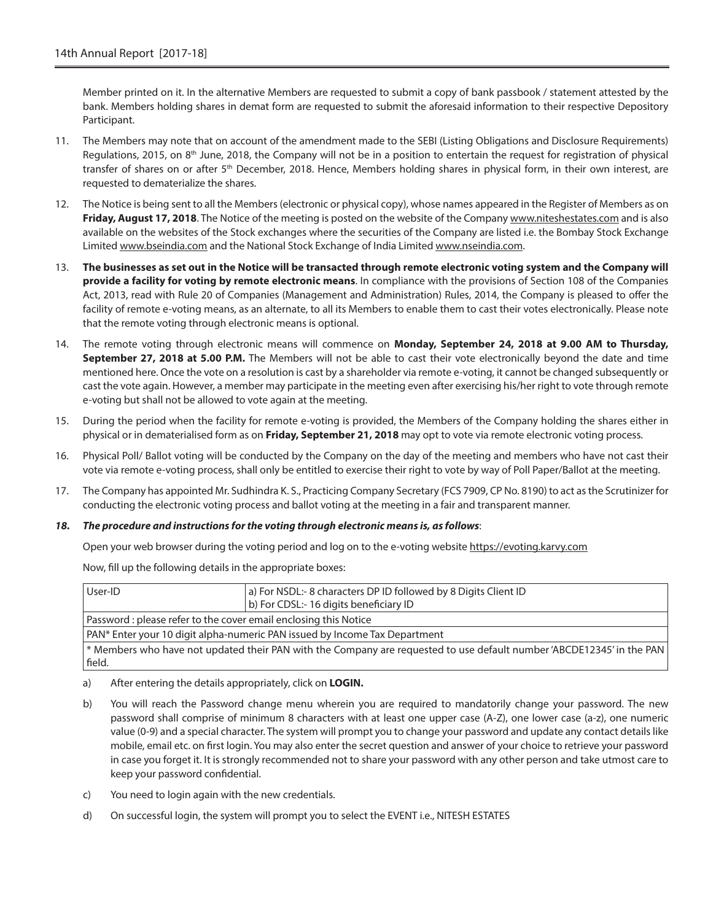Member printed on it. In the alternative Members are requested to submit a copy of bank passbook / statement attested by the bank. Members holding shares in demat form are requested to submit the aforesaid information to their respective Depository Participant.

11. The Members may note that on account of the amendment made to the SEBI (Listing Obligations and Disclosure Requirements) Regulations, 2015, on 8th June, 2018, the Company will not be in a position to entertain the request for registration of physical transfer of shares on or after 5th December, 2018. Hence, Members holding shares in physical form, in their own interest, are requested to dematerialize the shares.

12. The Notice is being sent to all the Members (electronic or physical copy), whose names appeared in the Register of Members as on **Friday, August 17, 2018**. The Notice of the meeting is posted on the website of the Company www.niteshestates.com and is also available on the websites of the Stock exchanges where the securities of the Company are listed i.e. the Bombay Stock Exchange Limited www.bseindia.com and the National Stock Exchange of India Limited www.nseindia.com.

13. **The businesses as set out in the Notice will be transacted through remote electronic voting system and the Company will provide a facility for voting by remote electronic means**. In compliance with the provisions of Section 108 of the Companies Act, 2013, read with Rule 20 of Companies (Management and Administration) Rules, 2014, the Company is pleased to offer the facility of remote e-voting means, as an alternate, to all its Members to enable them to cast their votes electronically. Please note that the remote voting through electronic means is optional.

14. The remote voting through electronic means will commence on **Monday, September 24, 2018 at 9.00 AM to Thursday, September 27, 2018 at 5.00 P.M.** The Members will not be able to cast their vote electronically beyond the date and time mentioned here. Once the vote on a resolution is cast by a shareholder via remote e-voting, it cannot be changed subsequently or cast the vote again. However, a member may participate in the meeting even after exercising his/her right to vote through remote e-voting but shall not be allowed to vote again at the meeting.

15. During the period when the facility for remote e-voting is provided, the Members of the Company holding the shares either in physical or in dematerialised form as on **Friday, September 21, 2018** may opt to vote via remote electronic voting process.

16. Physical Poll/ Ballot voting will be conducted by the Company on the day of the meeting and members who have not cast their vote via remote e-voting process, shall only be entitled to exercise their right to vote by way of Poll Paper/Ballot at the meeting.

17. The Company has appointed Mr. Sudhindra K. S., Practicing Company Secretary (FCS 7909, CP No. 8190) to act as the Scrutinizer for conducting the electronic voting process and ballot voting at the meeting in a fair and transparent manner.

18. ***The procedure and instructions for the voting through electronic means is, as follows***:

    Open your web browser during the voting period and log on to the e-voting website https://evoting.karvy.com

    Now, fill up the following details in the appropriate boxes:

| User-ID | a) For NSDL:- 8 characters DP ID followed by 8 Digits Client ID<br>b) For CDSL:- 16 digits beneficiary ID |
|---|---|
| Password : please refer to the cover email enclosing this Notice | |
| PAN* Enter your 10 digit alpha-numeric PAN issued by Income Tax Department | |
| * Members who have not updated their PAN with the Company are requested to use default number 'ABCDE12345' in the PAN field. | |

a) After entering the details appropriately, click on **LOGIN.**

b) You will reach the Password change menu wherein you are required to mandatorily change your password. The new password shall comprise of minimum 8 characters with at least one upper case (A-Z), one lower case (a-z), one numeric value (0-9) and a special character. The system will prompt you to change your password and update any contact details like mobile, email etc. on first login. You may also enter the secret question and answer of your choice to retrieve your password in case you forget it. It is strongly recommended not to share your password with any other person and take utmost care to keep your password confidential.

c) You need to login again with the new credentials.

d) On successful login, the system will prompt you to select the EVENT i.e., NITESH ESTATES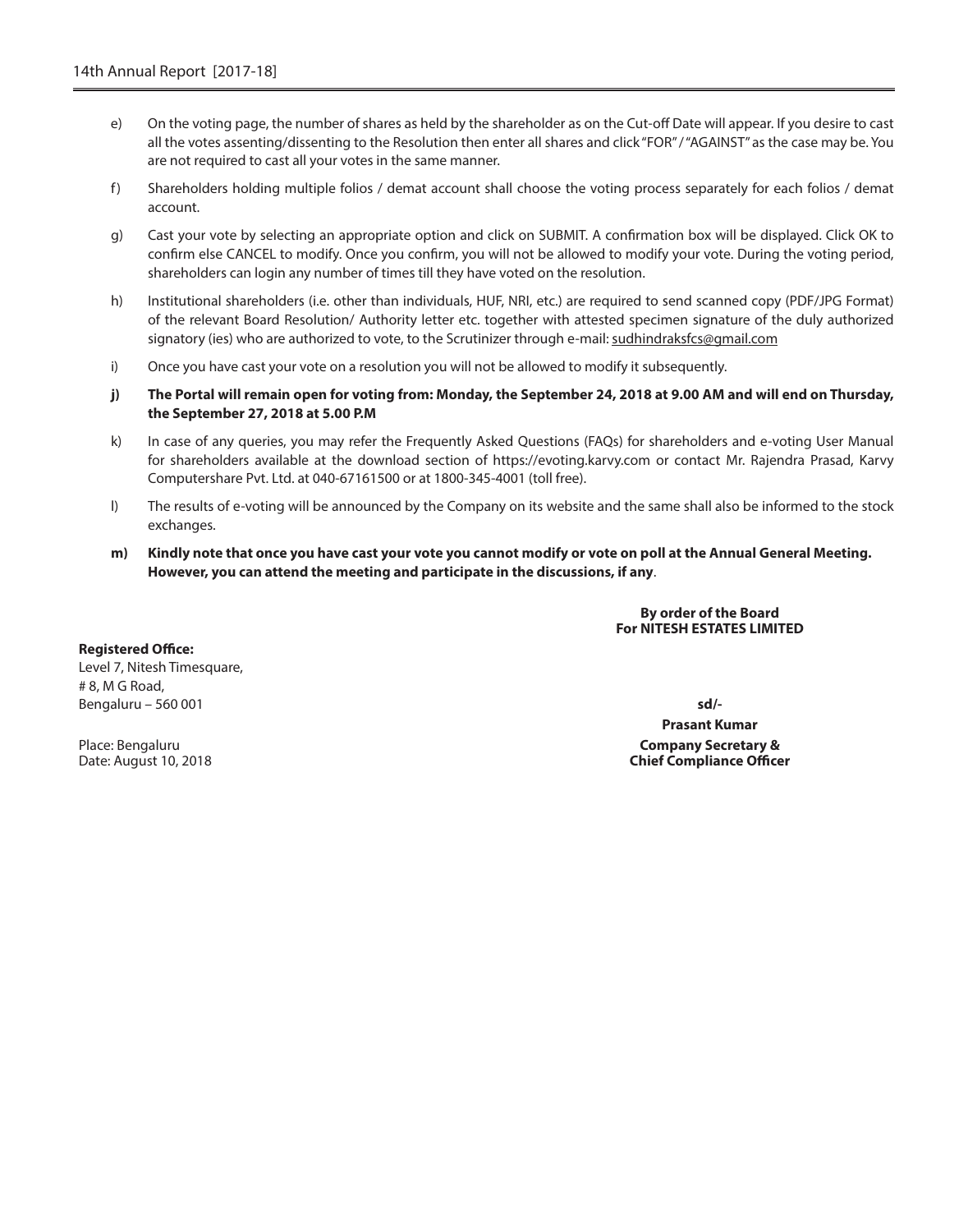e) On the voting page, the number of shares as held by the shareholder as on the Cut-off Date will appear. If you desire to cast all the votes assenting/dissenting to the Resolution then enter all shares and click "FOR" / "AGAINST" as the case may be. You are not required to cast all your votes in the same manner.

f) Shareholders holding multiple folios / demat account shall choose the voting process separately for each folios / demat account.

g) Cast your vote by selecting an appropriate option and click on SUBMIT. A confirmation box will be displayed. Click OK to confirm else CANCEL to modify. Once you confirm, you will not be allowed to modify your vote. During the voting period, shareholders can login any number of times till they have voted on the resolution.

h) Institutional shareholders (i.e. other than individuals, HUF, NRI, etc.) are required to send scanned copy (PDF/JPG Format) of the relevant Board Resolution/ Authority letter etc. together with attested specimen signature of the duly authorized signatory (ies) who are authorized to vote, to the Scrutinizer through e-mail: sudhindraksfcs@gmail.com

i) Once you have cast your vote on a resolution you will not be allowed to modify it subsequently.

**j) The Portal will remain open for voting from: Monday, the September 24, 2018 at 9.00 AM and will end on Thursday, the September 27, 2018 at 5.00 P.M**

k) In case of any queries, you may refer the Frequently Asked Questions (FAQs) for shareholders and e-voting User Manual for shareholders available at the download section of https://evoting.karvy.com or contact Mr. Rajendra Prasad, Karvy Computershare Pvt. Ltd. at 040-67161500 or at 1800-345-4001 (toll free).

l) The results of e-voting will be announced by the Company on its website and the same shall also be informed to the stock exchanges.

**m) Kindly note that once you have cast your vote you cannot modify or vote on poll at the Annual General Meeting. However, you can attend the meeting and participate in the discussions, if any**.

**By order of the Board**
**For NITESH ESTATES LIMITED**

**Registered Office:**
Level 7, Nitesh Timesquare,
# 8, M G Road,
Bengaluru – 560 001

**sd/-**

**Prasant Kumar**
**Company Secretary &**
**Chief Compliance Officer**

Place: Bengaluru
Date: August 10, 2018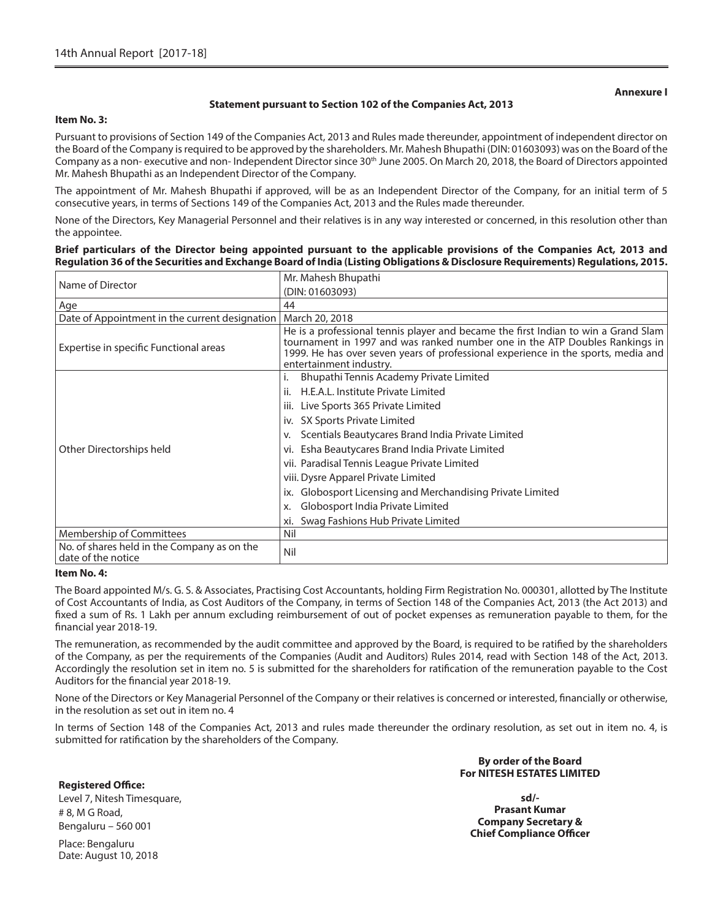**Annexure I**

**Statement pursuant to Section 102 of the Companies Act, 2013**

**Item No. 3:**

Pursuant to provisions of Section 149 of the Companies Act, 2013 and Rules made thereunder, appointment of independent director on the Board of the Company is required to be approved by the shareholders. Mr. Mahesh Bhupathi (DIN: 01603093) was on the Board of the Company as a non- executive and non- Independent Director since 30th June 2005. On March 20, 2018, the Board of Directors appointed Mr. Mahesh Bhupathi as an Independent Director of the Company.

The appointment of Mr. Mahesh Bhupathi if approved, will be as an Independent Director of the Company, for an initial term of 5 consecutive years, in terms of Sections 149 of the Companies Act, 2013 and the Rules made thereunder.

None of the Directors, Key Managerial Personnel and their relatives is in any way interested or concerned, in this resolution other than the appointee.

**Brief particulars of the Director being appointed pursuant to the applicable provisions of the Companies Act, 2013 and Regulation 36 of the Securities and Exchange Board of India (Listing Obligations & Disclosure Requirements) Regulations, 2015.**

| Name of Director | Mr. Mahesh Bhupathi (DIN: 01603093) |
|---|---|
| Age | 44 |
| Date of Appointment in the current designation | March 20, 2018 |
| Expertise in specific Functional areas | He is a professional tennis player and became the first Indian to win a Grand Slam tournament in 1997 and was ranked number one in the ATP Doubles Rankings in 1999. He has over seven years of professional experience in the sports, media and entertainment industry. |
| Other Directorships held | i. Bhupathi Tennis Academy Private Limited<br>ii. H.E.A.L. Institute Private Limited<br>iii. Live Sports 365 Private Limited<br>iv. SX Sports Private Limited<br>v. Scentials Beautycares Brand India Private Limited<br>vi. Esha Beautycares Brand India Private Limited<br>vii. Paradisal Tennis League Private Limited<br>viii. Dysre Apparel Private Limited<br>ix. Globosport Licensing and Merchandising Private Limited<br>x. Globosport India Private Limited<br>xi. Swag Fashions Hub Private Limited |
| Membership of Committees | Nil |
| No. of shares held in the Company as on the date of the notice | Nil |

**Item No. 4:**

The Board appointed M/s. G. S. & Associates, Practising Cost Accountants, holding Firm Registration No. 000301, allotted by The Institute of Cost Accountants of India, as Cost Auditors of the Company, in terms of Section 148 of the Companies Act, 2013 (the Act 2013) and fixed a sum of Rs. 1 Lakh per annum excluding reimbursement of out of pocket expenses as remuneration payable to them, for the financial year 2018-19.

The remuneration, as recommended by the audit committee and approved by the Board, is required to be ratified by the shareholders of the Company, as per the requirements of the Companies (Audit and Auditors) Rules 2014, read with Section 148 of the Act, 2013. Accordingly the resolution set in item no. 5 is submitted for the shareholders for ratification of the remuneration payable to the Cost Auditors for the financial year 2018-19.

None of the Directors or Key Managerial Personnel of the Company or their relatives is concerned or interested, financially or otherwise, in the resolution as set out in item no. 4

In terms of Section 148 of the Companies Act, 2013 and rules made thereunder the ordinary resolution, as set out in item no. 4, is submitted for ratification by the shareholders of the Company.

**By order of the Board**
**For NITESH ESTATES LIMITED**

**sd/-**
**Prasant Kumar**
**Company Secretary &**
**Chief Compliance Officer**

**Registered Office:**
Level 7, Nitesh Timesquare,
# 8, M G Road,
Bengaluru – 560 001

Place: Bengaluru
Date: August 10, 2018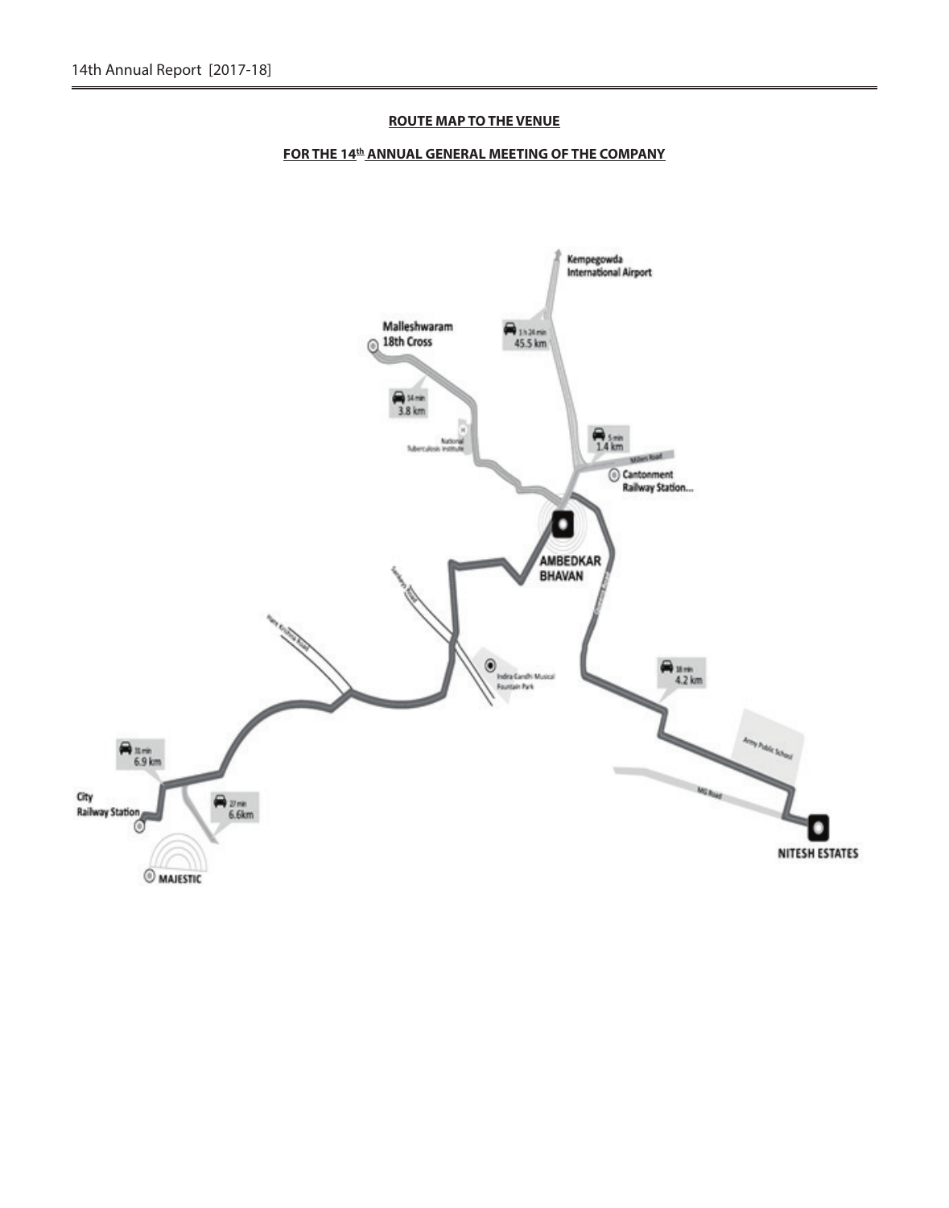## ROUTE MAP TO THE VENUE

## FOR THE 14th ANNUAL GENERAL MEETING OF THE COMPANY

Kempegowda International Airport

1 h 26 min
45.5 km

Malleshwaram 18th Cross

34 min
3.8 km

National Tuberculosis Institute

5 min
1.4 km

Millers Road

Cantonment Railway Station...

AMBEDKAR BHAVAN

Sankey Road

Hare Krishna Road

Indira Gandhi Musical Fountain Park

18 min
4.2 km

Army Public School

MG Road

NITESH ESTATES

31 min
6.9 km

City Railway Station

27 min
6.6km

MAJESTIC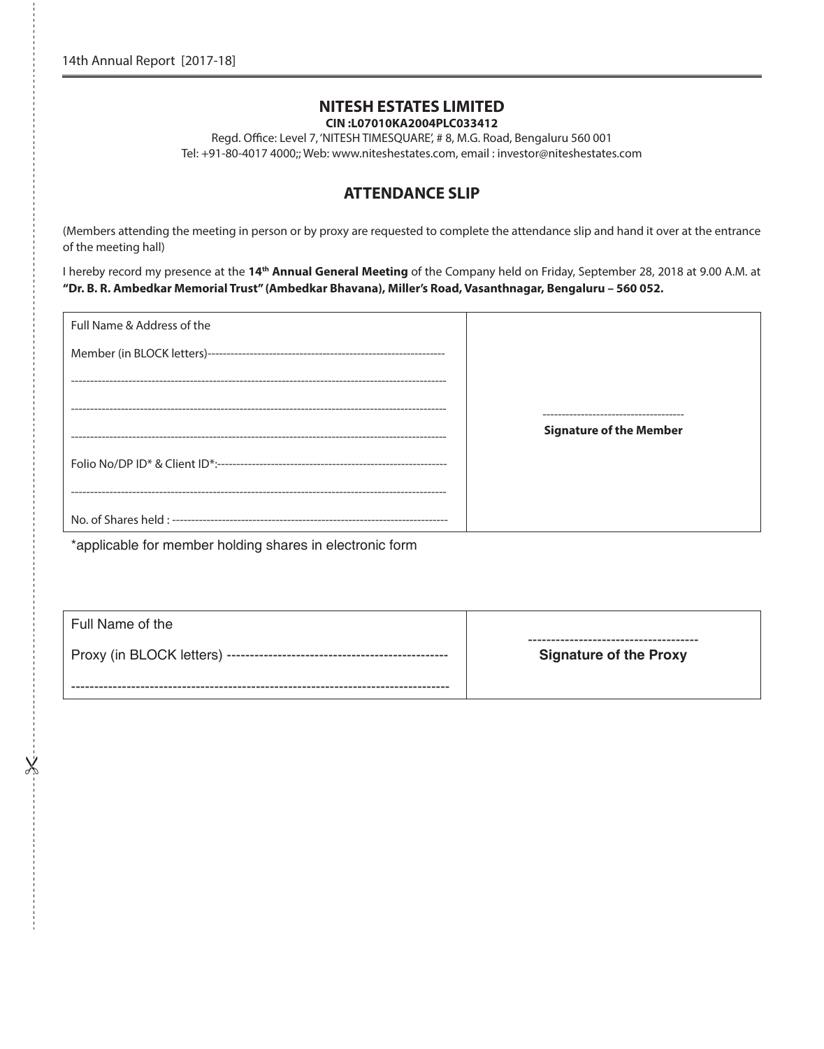# NITESH ESTATES LIMITED

**CIN :L07010KA2004PLC033412**

Regd. Office: Level 7, 'NITESH TIMESQUARE', # 8, M.G. Road, Bengaluru 560 001
Tel: +91-80-4017 4000;; Web: www.niteshestates.com, email : investor@niteshestates.com

## ATTENDANCE SLIP

(Members attending the meeting in person or by proxy are requested to complete the attendance slip and hand it over at the entrance of the meeting hall)

I hereby record my presence at the **14th Annual General Meeting** of the Company held on Friday, September 28, 2018 at 9.00 A.M. at **"Dr. B. R. Ambedkar Memorial Trust" (Ambedkar Bhavana), Miller's Road, Vasanthnagar, Bengaluru – 560 052.**

| | |
|---|---|
| Full Name & Address of the<br>Member (in BLOCK letters)------------------------------------------------------------<br>-----------------------------------------------------------------------------------------------<br>-----------------------------------------------------------------------------------------------<br>-----------------------------------------------------------------------------------------------<br>Folio No/DP ID* & Client ID*:-----------------------------------------------------------<br>-----------------------------------------------------------------------------------------------<br>No. of Shares held : --------------------------------------------------------------------- | ------------------------------------<br>**Signature of the Member** |

*applicable for member holding shares in electronic form

| | |
|---|---|
| Full Name of the<br>Proxy (in BLOCK letters) -----------------------------------------------<br>-------------------------------------------------------------------------------- | ------------------------------------<br>**Signature of the Proxy** |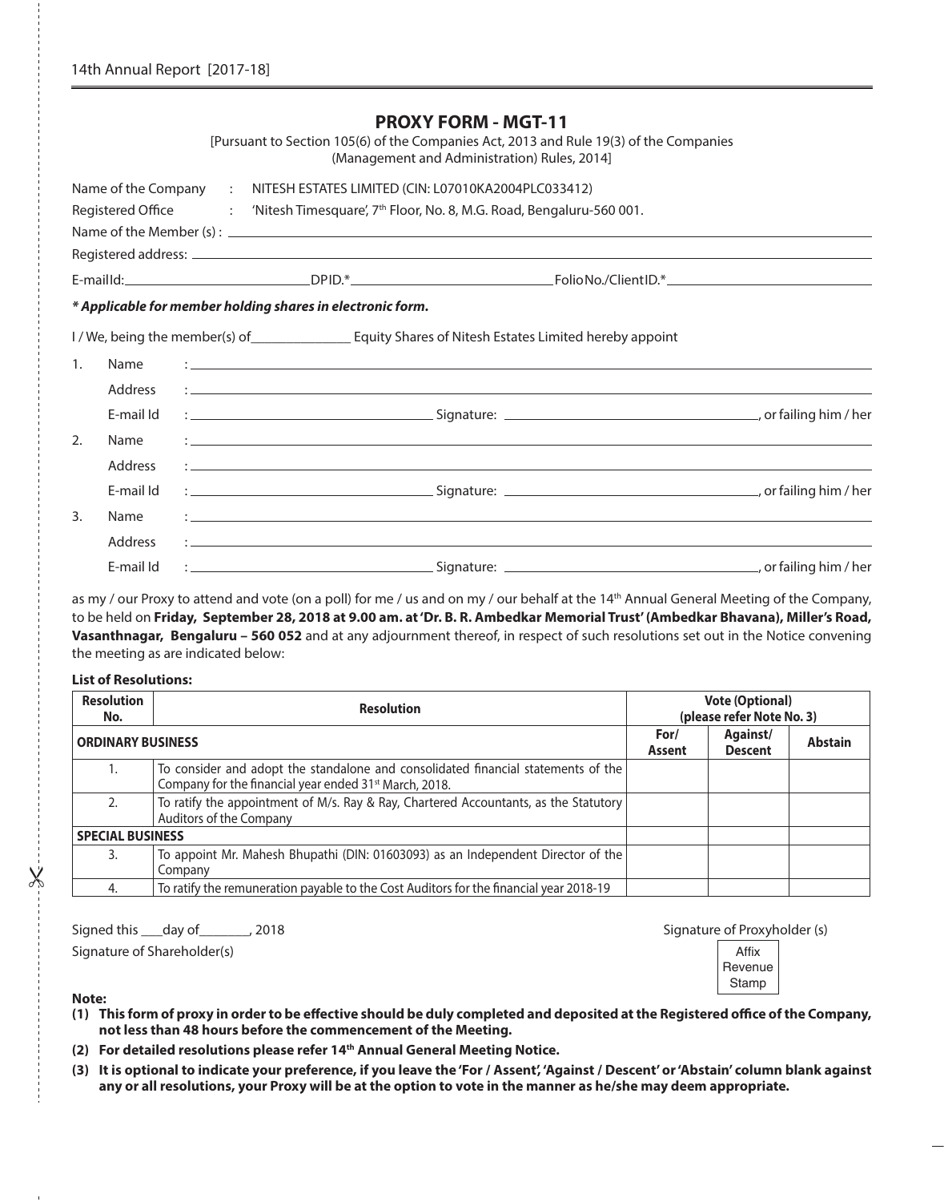# PROXY FORM - MGT-11

[Pursuant to Section 105(6) of the Companies Act, 2013 and Rule 19(3) of the Companies (Management and Administration) Rules, 2014]

Name of the Company : NITESH ESTATES LIMITED (CIN: L07010KA2004PLC033412)

Registered Office : 'Nitesh Timesquare', 7th Floor, No. 8, M.G. Road, Bengaluru-560 001.

Name of the Member (s) : ______________________________

Registered address: ______________________________

E-mailId:______________ DPID.*______________ FolioNo./ClientID.*______________

***\* Applicable for member holding shares in electronic form.***

I / We, being the member(s) of______________ Equity Shares of Nitesh Estates Limited hereby appoint

1. Name : ______________________________
   Address : ______________________________
   E-mail Id : ______________ Signature: ______________, or failing him / her
2. Name : ______________________________
   Address : ______________________________
   E-mail Id : ______________ Signature: ______________, or failing him / her
3. Name : ______________________________
   Address : ______________________________
   E-mail Id : ______________ Signature: ______________, or failing him / her

as my / our Proxy to attend and vote (on a poll) for me / us and on my / our behalf at the 14th Annual General Meeting of the Company, to be held on **Friday, September 28, 2018 at 9.00 am. at 'Dr. B. R. Ambedkar Memorial Trust' (Ambedkar Bhavana), Miller's Road, Vasanthnagar, Bengaluru – 560 052** and at any adjournment thereof, in respect of such resolutions set out in the Notice convening the meeting as are indicated below:

**List of Resolutions:**

| Resolution No. | Resolution | Vote (Optional) (please refer Note No. 3) | | |
|---|---|---|---|---|
| **ORDINARY BUSINESS** | | **For/ Assent** | **Against/ Descent** | **Abstain** |
| 1. | To consider and adopt the standalone and consolidated financial statements of the Company for the financial year ended 31st March, 2018. | | | |
| 2. | To ratify the appointment of M/s. Ray & Ray, Chartered Accountants, as the Statutory Auditors of the Company | | | |
| **SPECIAL BUSINESS** | | | | |
| 3. | To appoint Mr. Mahesh Bhupathi (DIN: 01603093) as an Independent Director of the Company | | | |
| 4. | To ratify the remuneration payable to the Cost Auditors for the financial year 2018-19 | | | |

Signed this ___day of_______, 2018

Signature of Shareholder(s)

Signature of Proxyholder (s)

Affix Revenue Stamp

**Note:**

**(1) This form of proxy in order to be effective should be duly completed and deposited at the Registered office of the Company, not less than 48 hours before the commencement of the Meeting.**

**(2) For detailed resolutions please refer 14th Annual General Meeting Notice.**

**(3) It is optional to indicate your preference, if you leave the 'For / Assent', 'Against / Descent' or 'Abstain' column blank against any or all resolutions, your Proxy will be at the option to vote in the manner as he/she may deem appropriate.**